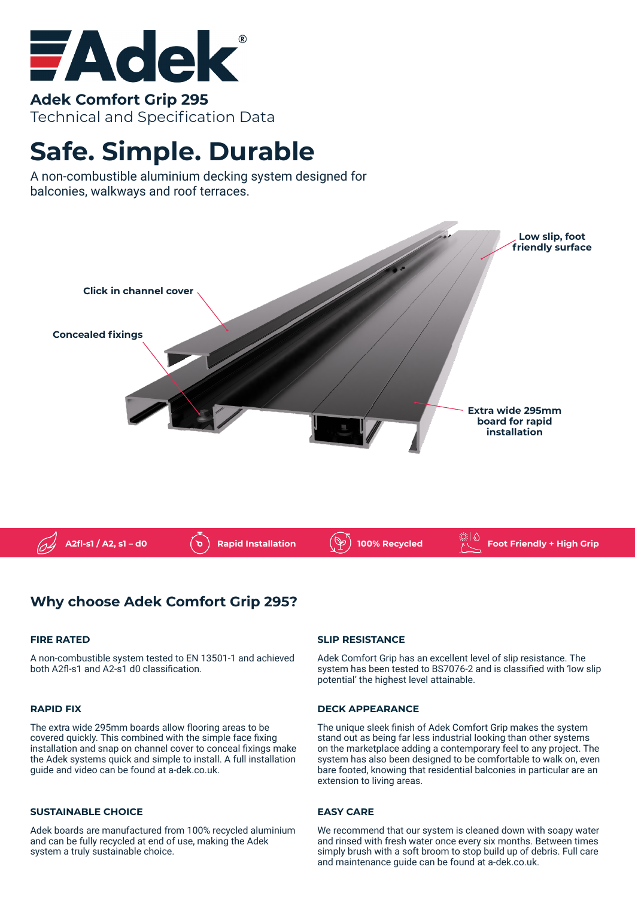# Adek®

## Adek Comfort Grip 295

Technical and Specification Data

# Safe. Simple. Durable

A non-combustible aluminium decking system designed for balconies, walkways and roof terraces.

Low slip, foot friendly surface

Click in channel cover

Concealed fixings

Extra wide 295mm board for rapid installation

A2fl-s1 / A2, s1 – d0 | Rapid Installation | 100% Recycled | Foot Friendly + High Grip

## Why choose Adek Comfort Grip 295?

### FIRE RATED

A non-combustible system tested to EN 13501-1 and achieved both A2fl-s1 and A2-s1 d0 classification.

### RAPID FIX

The extra wide 295mm boards allow flooring areas to be covered quickly. This combined with the simple face fixing installation and snap on channel cover to conceal fixings make the Adek systems quick and simple to install. A full installation guide and video can be found at a-dek.co.uk.

### SUSTAINABLE CHOICE

Adek boards are manufactured from 100% recycled aluminium and can be fully recycled at end of use, making the Adek system a truly sustainable choice.

### SLIP RESISTANCE

Adek Comfort Grip has an excellent level of slip resistance. The system has been tested to BS7076-2 and is classified with 'low slip potential' the highest level attainable.

### DECK APPEARANCE

The unique sleek finish of Adek Comfort Grip makes the system stand out as being far less industrial looking than other systems on the marketplace adding a contemporary feel to any project. The system has also been designed to be comfortable to walk on, even bare footed, knowing that residential balconies in particular are an extension to living areas.

### EASY CARE

We recommend that our system is cleaned down with soapy water and rinsed with fresh water once every six months. Between times simply brush with a soft broom to stop build up of debris. Full care and maintenance guide can be found at a-dek.co.uk.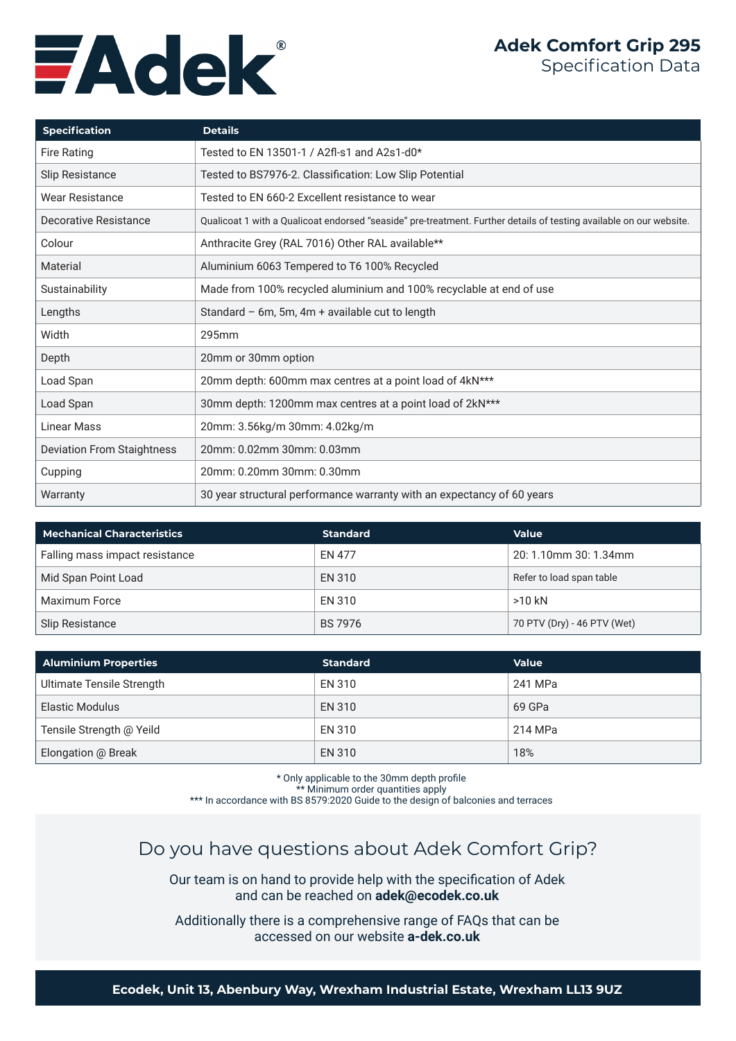# Adek Comfort Grip 295

Specification Data

| Specification | Details |
|---|---|
| Fire Rating | Tested to EN 13501-1 / A2fl-s1 and A2s1-d0* |
| Slip Resistance | Tested to BS7976-2. Classification: Low Slip Potential |
| Wear Resistance | Tested to EN 660-2 Excellent resistance to wear |
| Decorative Resistance | Qualicoat 1 with a Qualicoat endorsed "seaside" pre-treatment. Further details of testing available on our website. |
| Colour | Anthracite Grey (RAL 7016) Other RAL available** |
| Material | Aluminium 6063 Tempered to T6 100% Recycled |
| Sustainability | Made from 100% recycled aluminium and 100% recyclable at end of use |
| Lengths | Standard – 6m, 5m, 4m + available cut to length |
| Width | 295mm |
| Depth | 20mm or 30mm option |
| Load Span | 20mm depth: 600mm max centres at a point load of 4kN*** |
| Load Span | 30mm depth: 1200mm max centres at a point load of 2kN*** |
| Linear Mass | 20mm: 3.56kg/m 30mm: 4.02kg/m |
| Deviation From Staightness | 20mm: 0.02mm 30mm: 0.03mm |
| Cupping | 20mm: 0.20mm 30mm: 0.30mm |
| Warranty | 30 year structural performance warranty with an expectancy of 60 years |

| Mechanical Characteristics | Standard | Value |
|---|---|---|
| Falling mass impact resistance | EN 477 | 20: 1.10mm 30: 1.34mm |
| Mid Span Point Load | EN 310 | Refer to load span table |
| Maximum Force | EN 310 | >10 kN |
| Slip Resistance | BS 7976 | 70 PTV (Dry) - 46 PTV (Wet) |

| Aluminium Properties | Standard | Value |
|---|---|---|
| Ultimate Tensile Strength | EN 310 | 241 MPa |
| Elastic Modulus | EN 310 | 69 GPa |
| Tensile Strength @ Yeild | EN 310 | 214 MPa |
| Elongation @ Break | EN 310 | 18% |

\* Only applicable to the 30mm depth profile
** Minimum order quantities apply
*** In accordance with BS 8579:2020 Guide to the design of balconies and terraces

## Do you have questions about Adek Comfort Grip?

Our team is on hand to provide help with the specification of Adek and can be reached on **adek@ecodek.co.uk**

Additionally there is a comprehensive range of FAQs that can be accessed on our website **a-dek.co.uk**

**Ecodek, Unit 13, Abenbury Way, Wrexham Industrial Estate, Wrexham LL13 9UZ**